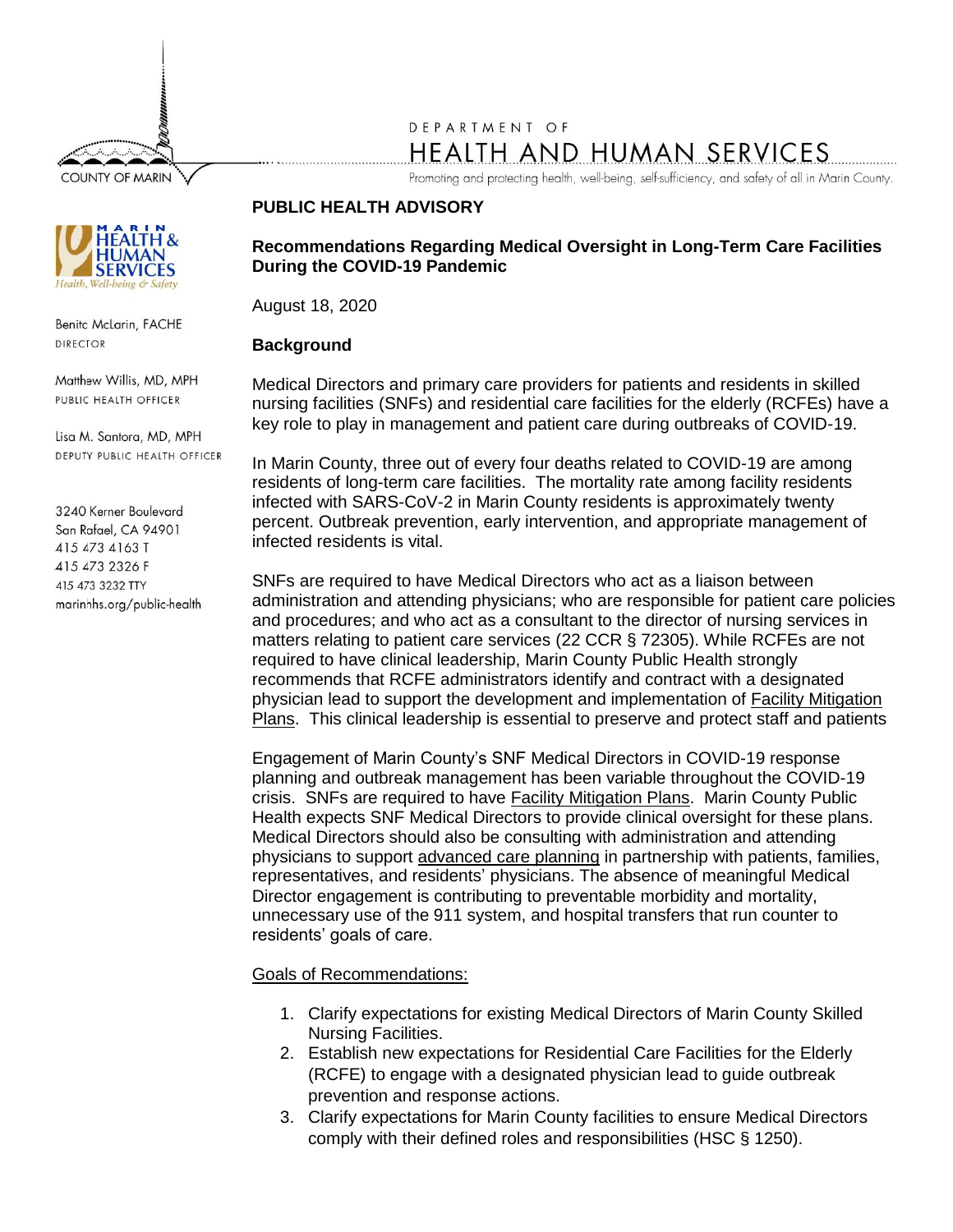DEPARTMENT OF

HEALTH AND HUMAN SERVICES

Promoting and protecting health, well-being, self-sufficiency, and safety of all in Marin County.

COUNTY OF MARIN

MARIN HEALTH & HUMAN SERVICES
*Health, Well-being & Safety*

Benita McLarin, FACHE
DIRECTOR

Matthew Willis, MD, MPH
PUBLIC HEALTH OFFICER

Lisa M. Santora, MD, MPH
DEPUTY PUBLIC HEALTH OFFICER

3240 Kerner Boulevard
San Rafael, CA 94901
415 473 4163 T
415 473 2326 F
415 473 3232 TTY
marinhhs.org/public-health

**PUBLIC HEALTH ADVISORY**

**Recommendations Regarding Medical Oversight in Long-Term Care Facilities During the COVID-19 Pandemic**

August 18, 2020

**Background**

Medical Directors and primary care providers for patients and residents in skilled nursing facilities (SNFs) and residential care facilities for the elderly (RCFEs) have a key role to play in management and patient care during outbreaks of COVID-19.

In Marin County, three out of every four deaths related to COVID-19 are among residents of long-term care facilities. The mortality rate among facility residents infected with SARS-CoV-2 in Marin County residents is approximately twenty percent. Outbreak prevention, early intervention, and appropriate management of infected residents is vital.

SNFs are required to have Medical Directors who act as a liaison between administration and attending physicians; who are responsible for patient care policies and procedures; and who act as a consultant to the director of nursing services in matters relating to patient care services (22 CCR § 72305). While RCFEs are not required to have clinical leadership, Marin County Public Health strongly recommends that RCFE administrators identify and contract with a designated physician lead to support the development and implementation of Facility Mitigation Plans. This clinical leadership is essential to preserve and protect staff and patients

Engagement of Marin County's SNF Medical Directors in COVID-19 response planning and outbreak management has been variable throughout the COVID-19 crisis. SNFs are required to have Facility Mitigation Plans. Marin County Public Health expects SNF Medical Directors to provide clinical oversight for these plans. Medical Directors should also be consulting with administration and attending physicians to support advanced care planning in partnership with patients, families, representatives, and residents' physicians. The absence of meaningful Medical Director engagement is contributing to preventable morbidity and mortality, unnecessary use of the 911 system, and hospital transfers that run counter to residents' goals of care.

Goals of Recommendations:

1. Clarify expectations for existing Medical Directors of Marin County Skilled Nursing Facilities.
2. Establish new expectations for Residential Care Facilities for the Elderly (RCFE) to engage with a designated physician lead to guide outbreak prevention and response actions.
3. Clarify expectations for Marin County facilities to ensure Medical Directors comply with their defined roles and responsibilities (HSC § 1250).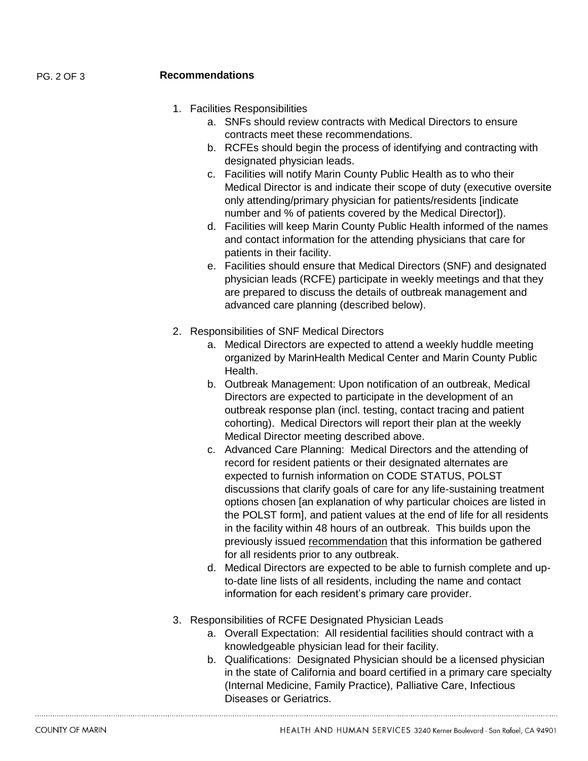**Recommendations**

1. Facilities Responsibilities
    a. SNFs should review contracts with Medical Directors to ensure contracts meet these recommendations.
    b. RCFEs should begin the process of identifying and contracting with designated physician leads.
    c. Facilities will notify Marin County Public Health as to who their Medical Director is and indicate their scope of duty (executive oversite only attending/primary physician for patients/residents [indicate number and % of patients covered by the Medical Director]).
    d. Facilities will keep Marin County Public Health informed of the names and contact information for the attending physicians that care for patients in their facility.
    e. Facilities should ensure that Medical Directors (SNF) and designated physician leads (RCFE) participate in weekly meetings and that they are prepared to discuss the details of outbreak management and advanced care planning (described below).

2. Responsibilities of SNF Medical Directors
    a. Medical Directors are expected to attend a weekly huddle meeting organized by MarinHealth Medical Center and Marin County Public Health.
    b. Outbreak Management: Upon notification of an outbreak, Medical Directors are expected to participate in the development of an outbreak response plan (incl. testing, contact tracing and patient cohorting). Medical Directors will report their plan at the weekly Medical Director meeting described above.
    c. Advanced Care Planning: Medical Directors and the attending of record for resident patients or their designated alternates are expected to furnish information on CODE STATUS, POLST discussions that clarify goals of care for any life-sustaining treatment options chosen [an explanation of why particular choices are listed in the POLST form], and patient values at the end of life for all residents in the facility within 48 hours of an outbreak. This builds upon the previously issued recommendation that this information be gathered for all residents prior to any outbreak.
    d. Medical Directors are expected to be able to furnish complete and up-to-date line lists of all residents, including the name and contact information for each resident's primary care provider.

3. Responsibilities of RCFE Designated Physician Leads
    a. Overall Expectation: All residential facilities should contract with a knowledgeable physician lead for their facility.
    b. Qualifications: Designated Physician should be a licensed physician in the state of California and board certified in a primary care specialty (Internal Medicine, Family Practice), Palliative Care, Infectious Diseases or Geriatrics.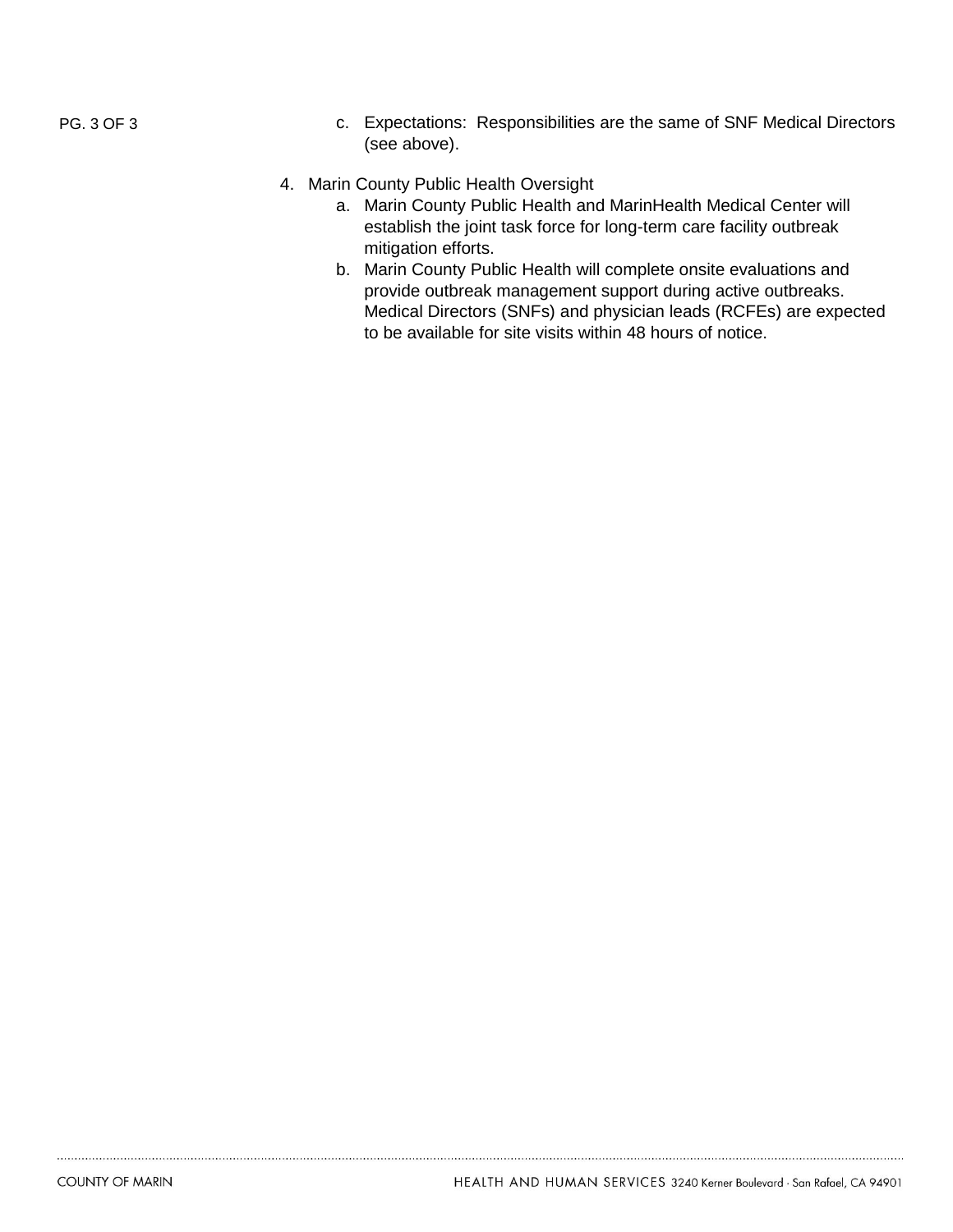c. Expectations: Responsibilities are the same of SNF Medical Directors (see above).

4. Marin County Public Health Oversight
   a. Marin County Public Health and MarinHealth Medical Center will establish the joint task force for long-term care facility outbreak mitigation efforts.
   b. Marin County Public Health will complete onsite evaluations and provide outbreak management support during active outbreaks. Medical Directors (SNFs) and physician leads (RCFEs) are expected to be available for site visits within 48 hours of notice.